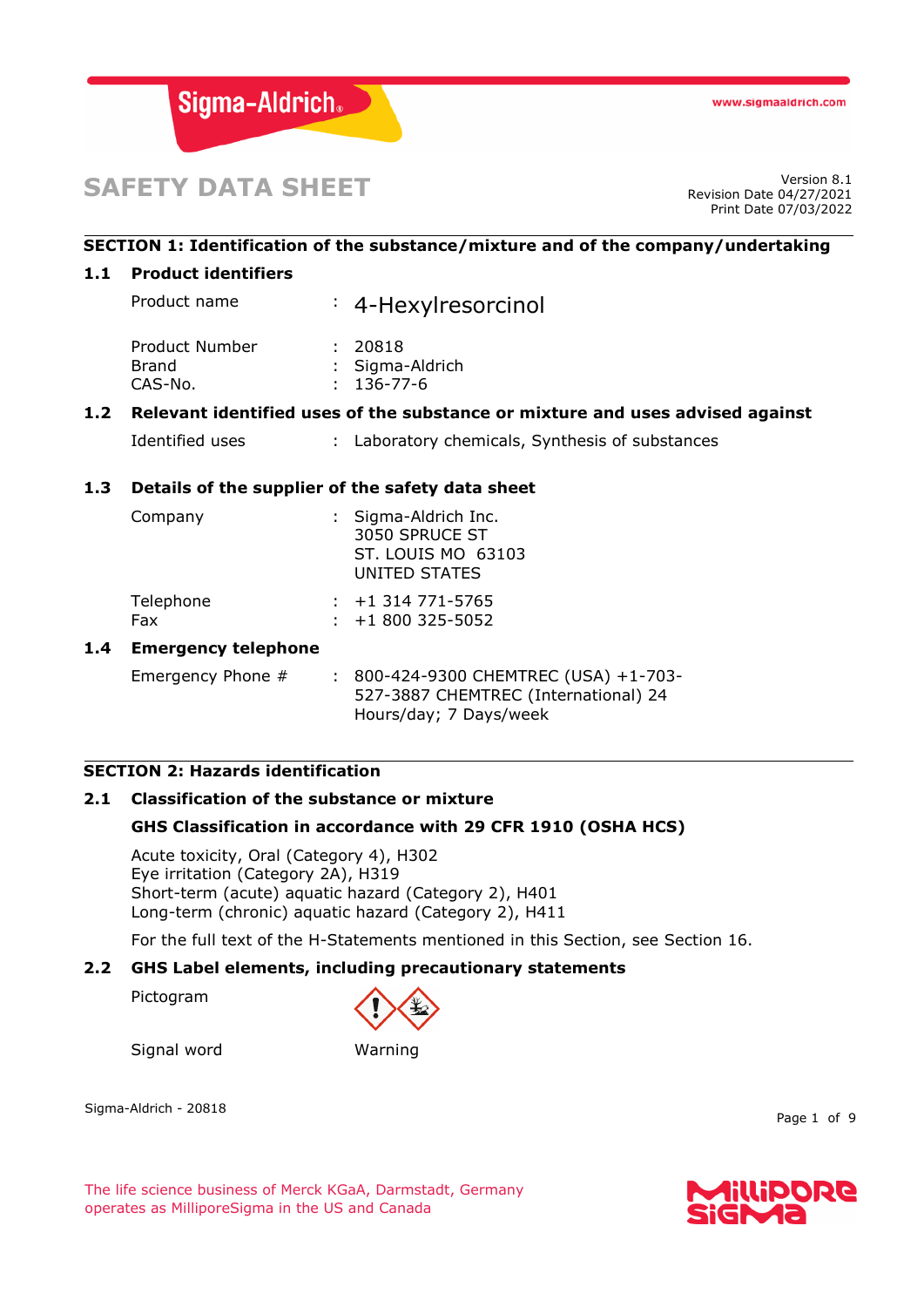# SAFETY DATA SHEET

Version 8.1
Revision Date 04/27/2021
Print Date 07/03/2022

## SECTION 1: Identification of the substance/mixture and of the company/undertaking

### 1.1 Product identifiers

| | | |
|---|---|---|
| Product name | : | 4-Hexylresorcinol |
| Product Number | : | 20818 |
| Brand | : | Sigma-Aldrich |
| CAS-No. | : | 136-77-6 |

### 1.2 Relevant identified uses of the substance or mixture and uses advised against

| | | |
|---|---|---|
| Identified uses | : | Laboratory chemicals, Synthesis of substances |

### 1.3 Details of the supplier of the safety data sheet

| | | |
|---|---|---|
| Company | : | Sigma-Aldrich Inc.<br>3050 SPRUCE ST<br>ST. LOUIS MO 63103<br>UNITED STATES |
| Telephone | : | +1 314 771-5765 |
| Fax | : | +1 800 325-5052 |

### 1.4 Emergency telephone

| | | |
|---|---|---|
| Emergency Phone # | : | 800-424-9300 CHEMTREC (USA) +1-703-527-3887 CHEMTREC (International) 24 Hours/day; 7 Days/week |

## SECTION 2: Hazards identification

### 2.1 Classification of the substance or mixture

**GHS Classification in accordance with 29 CFR 1910 (OSHA HCS)**

Acute toxicity, Oral (Category 4), H302
Eye irritation (Category 2A), H319
Short-term (acute) aquatic hazard (Category 2), H401
Long-term (chronic) aquatic hazard (Category 2), H411

For the full text of the H-Statements mentioned in this Section, see Section 16.

### 2.2 GHS Label elements, including precautionary statements

Pictogram

Signal word Warning

Sigma-Aldrich - 20818

The life science business of Merck KGaA, Darmstadt, Germany operates as MilliporeSigma in the US and Canada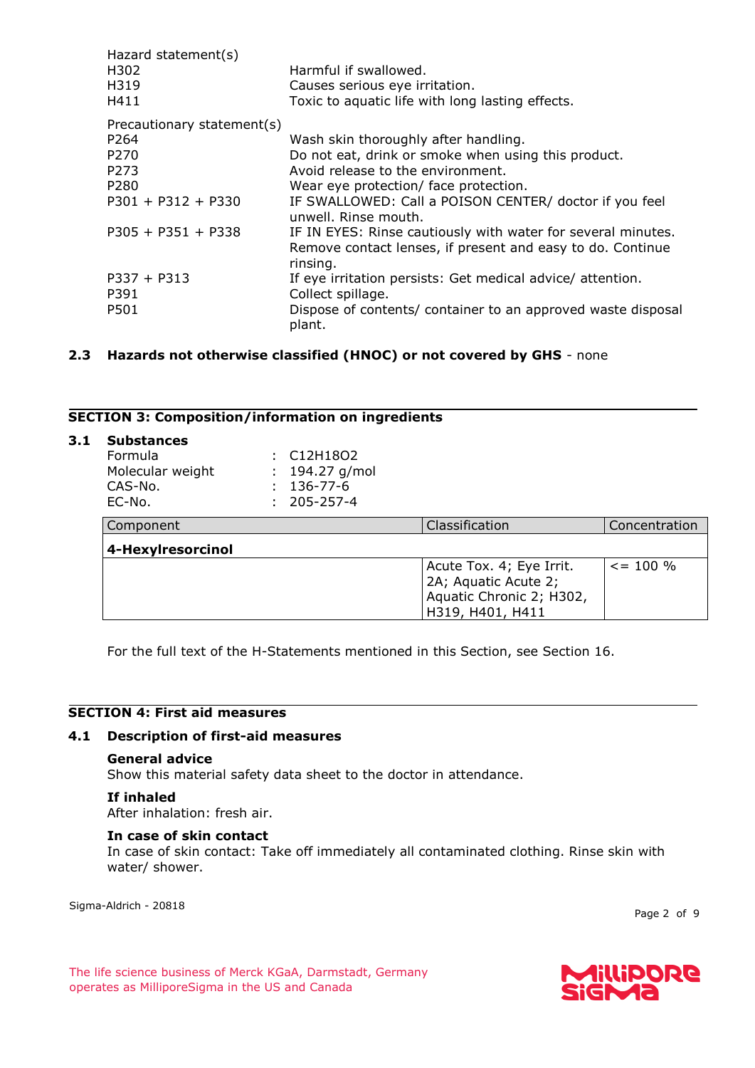Hazard statement(s)

| | |
|---|---|
| H302 | Harmful if swallowed. |
| H319 | Causes serious eye irritation. |
| H411 | Toxic to aquatic life with long lasting effects. |

Precautionary statement(s)

| | |
|---|---|
| P264 | Wash skin thoroughly after handling. |
| P270 | Do not eat, drink or smoke when using this product. |
| P273 | Avoid release to the environment. |
| P280 | Wear eye protection/ face protection. |
| P301 + P312 + P330 | IF SWALLOWED: Call a POISON CENTER/ doctor if you feel unwell. Rinse mouth. |
| P305 + P351 + P338 | IF IN EYES: Rinse cautiously with water for several minutes. Remove contact lenses, if present and easy to do. Continue rinsing. |
| P337 + P313 | If eye irritation persists: Get medical advice/ attention. |
| P391 | Collect spillage. |
| P501 | Dispose of contents/ container to an approved waste disposal plant. |

**2.3 Hazards not otherwise classified (HNOC) or not covered by GHS** - none

## SECTION 3: Composition/information on ingredients

**3.1 Substances**

| | | |
|---|---|---|
| Formula | : | $C_{12}H_{18}O_2$ |
| Molecular weight | : | 194.27 g/mol |
| CAS-No. | : | 136-77-6 |
| EC-No. | : | 205-257-4 |

| Component | Classification | Concentration |
|---|---|---|
| **4-Hexylresorcinol** | | |
| | Acute Tox. 4; Eye Irrit. 2A; Aquatic Acute 2; Aquatic Chronic 2; H302, H319, H401, H411 | <= 100 % |

For the full text of the H-Statements mentioned in this Section, see Section 16.

## SECTION 4: First aid measures

**4.1 Description of first-aid measures**

**General advice**
Show this material safety data sheet to the doctor in attendance.

**If inhaled**
After inhalation: fresh air.

**In case of skin contact**
In case of skin contact: Take off immediately all contaminated clothing. Rinse skin with water/ shower.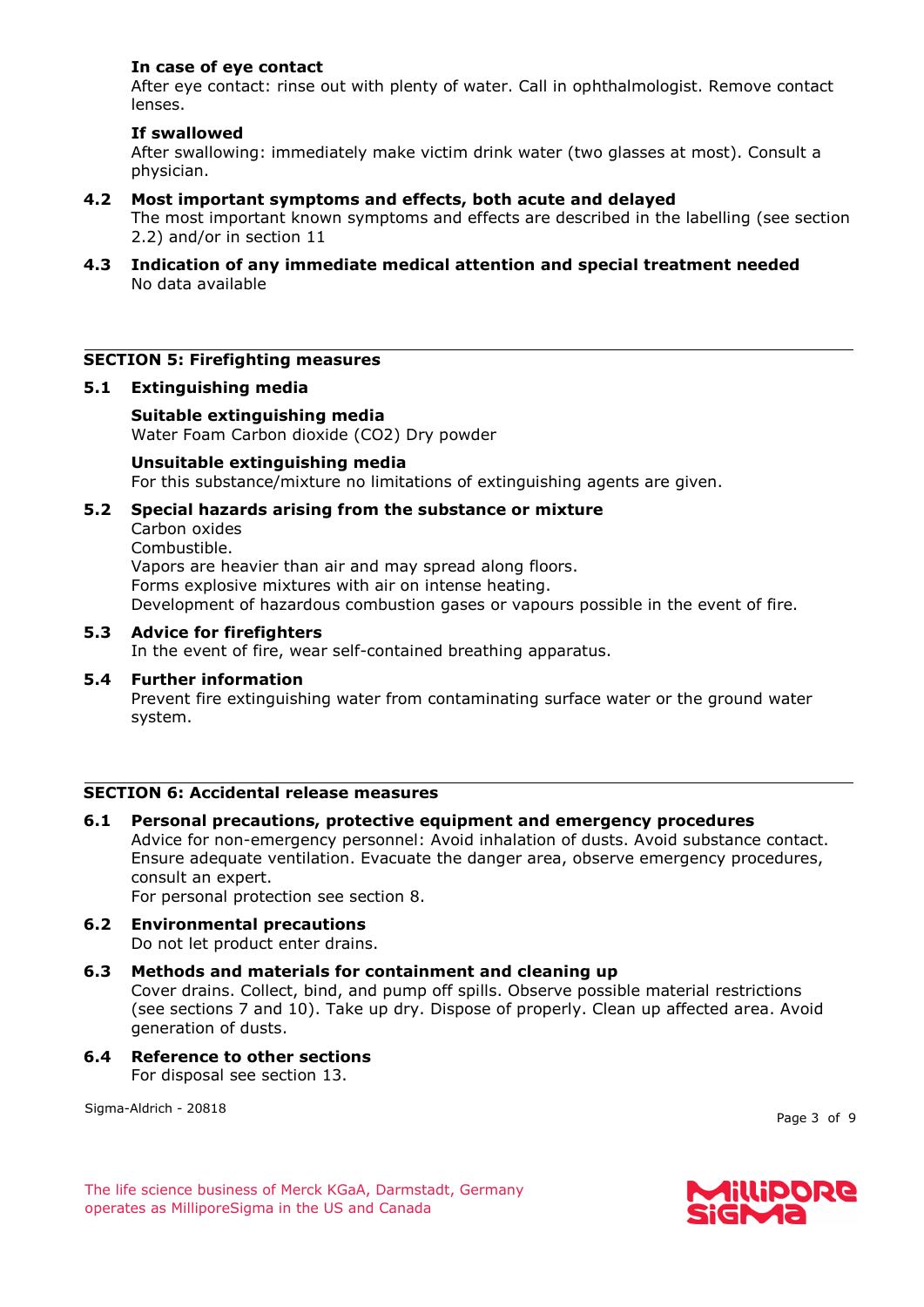**In case of eye contact**
After eye contact: rinse out with plenty of water. Call in ophthalmologist. Remove contact lenses.

**If swallowed**
After swallowing: immediately make victim drink water (two glasses at most). Consult a physician.

**4.2 Most important symptoms and effects, both acute and delayed**
The most important known symptoms and effects are described in the labelling (see section 2.2) and/or in section 11

**4.3 Indication of any immediate medical attention and special treatment needed**
No data available

## SECTION 5: Firefighting measures

**5.1 Extinguishing media**

**Suitable extinguishing media**
Water Foam Carbon dioxide ($CO_2$) Dry powder

**Unsuitable extinguishing media**
For this substance/mixture no limitations of extinguishing agents are given.

**5.2 Special hazards arising from the substance or mixture**
Carbon oxides
Combustible.
Vapors are heavier than air and may spread along floors.
Forms explosive mixtures with air on intense heating.
Development of hazardous combustion gases or vapours possible in the event of fire.

**5.3 Advice for firefighters**
In the event of fire, wear self-contained breathing apparatus.

**5.4 Further information**
Prevent fire extinguishing water from contaminating surface water or the ground water system.

## SECTION 6: Accidental release measures

**6.1 Personal precautions, protective equipment and emergency procedures**
Advice for non-emergency personnel: Avoid inhalation of dusts. Avoid substance contact. Ensure adequate ventilation. Evacuate the danger area, observe emergency procedures, consult an expert.
For personal protection see section 8.

**6.2 Environmental precautions**
Do not let product enter drains.

**6.3 Methods and materials for containment and cleaning up**
Cover drains. Collect, bind, and pump off spills. Observe possible material restrictions (see sections 7 and 10). Take up dry. Dispose of properly. Clean up affected area. Avoid generation of dusts.

**6.4 Reference to other sections**
For disposal see section 13.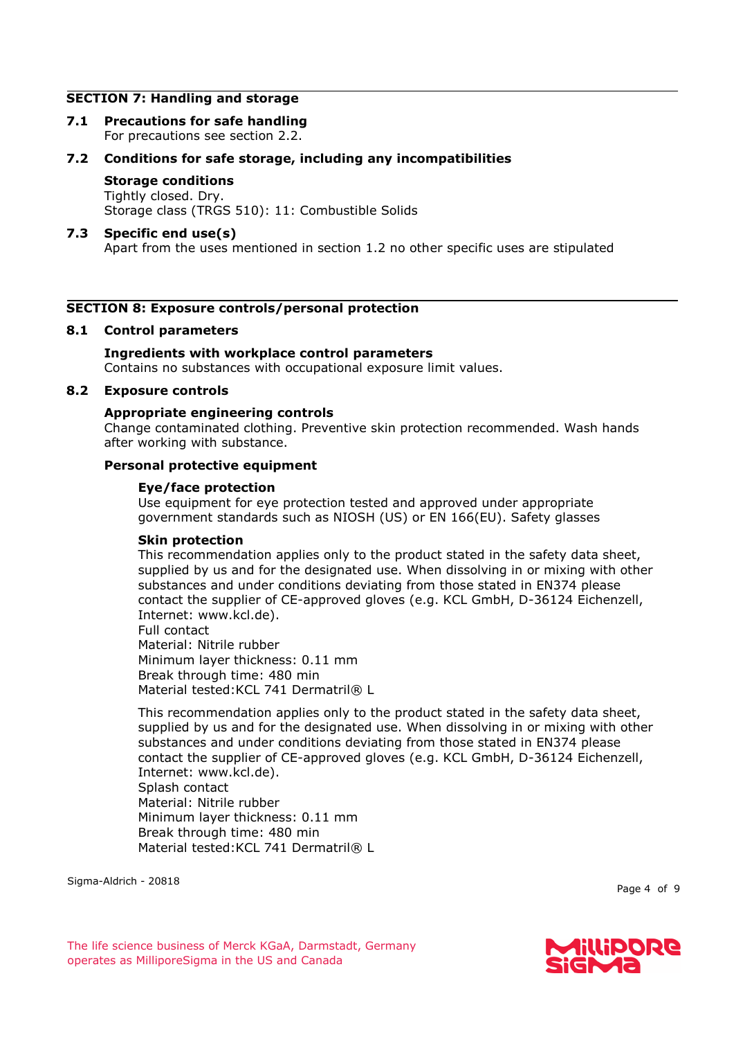## SECTION 7: Handling and storage

### 7.1 Precautions for safe handling

For precautions see section 2.2.

### 7.2 Conditions for safe storage, including any incompatibilities

**Storage conditions**

Tightly closed. Dry.
Storage class (TRGS 510): 11: Combustible Solids

### 7.3 Specific end use(s)

Apart from the uses mentioned in section 1.2 no other specific uses are stipulated

## SECTION 8: Exposure controls/personal protection

### 8.1 Control parameters

**Ingredients with workplace control parameters**

Contains no substances with occupational exposure limit values.

### 8.2 Exposure controls

**Appropriate engineering controls**

Change contaminated clothing. Preventive skin protection recommended. Wash hands after working with substance.

**Personal protective equipment**

**Eye/face protection**

Use equipment for eye protection tested and approved under appropriate government standards such as NIOSH (US) or EN 166(EU). Safety glasses

**Skin protection**

This recommendation applies only to the product stated in the safety data sheet, supplied by us and for the designated use. When dissolving in or mixing with other substances and under conditions deviating from those stated in EN374 please contact the supplier of CE-approved gloves (e.g. KCL GmbH, D-36124 Eichenzell, Internet: www.kcl.de).
Full contact
Material: Nitrile rubber
Minimum layer thickness: 0.11 mm
Break through time: 480 min
Material tested:KCL 741 Dermatril® L

This recommendation applies only to the product stated in the safety data sheet, supplied by us and for the designated use. When dissolving in or mixing with other substances and under conditions deviating from those stated in EN374 please contact the supplier of CE-approved gloves (e.g. KCL GmbH, D-36124 Eichenzell, Internet: www.kcl.de).
Splash contact
Material: Nitrile rubber
Minimum layer thickness: 0.11 mm
Break through time: 480 min
Material tested:KCL 741 Dermatril® L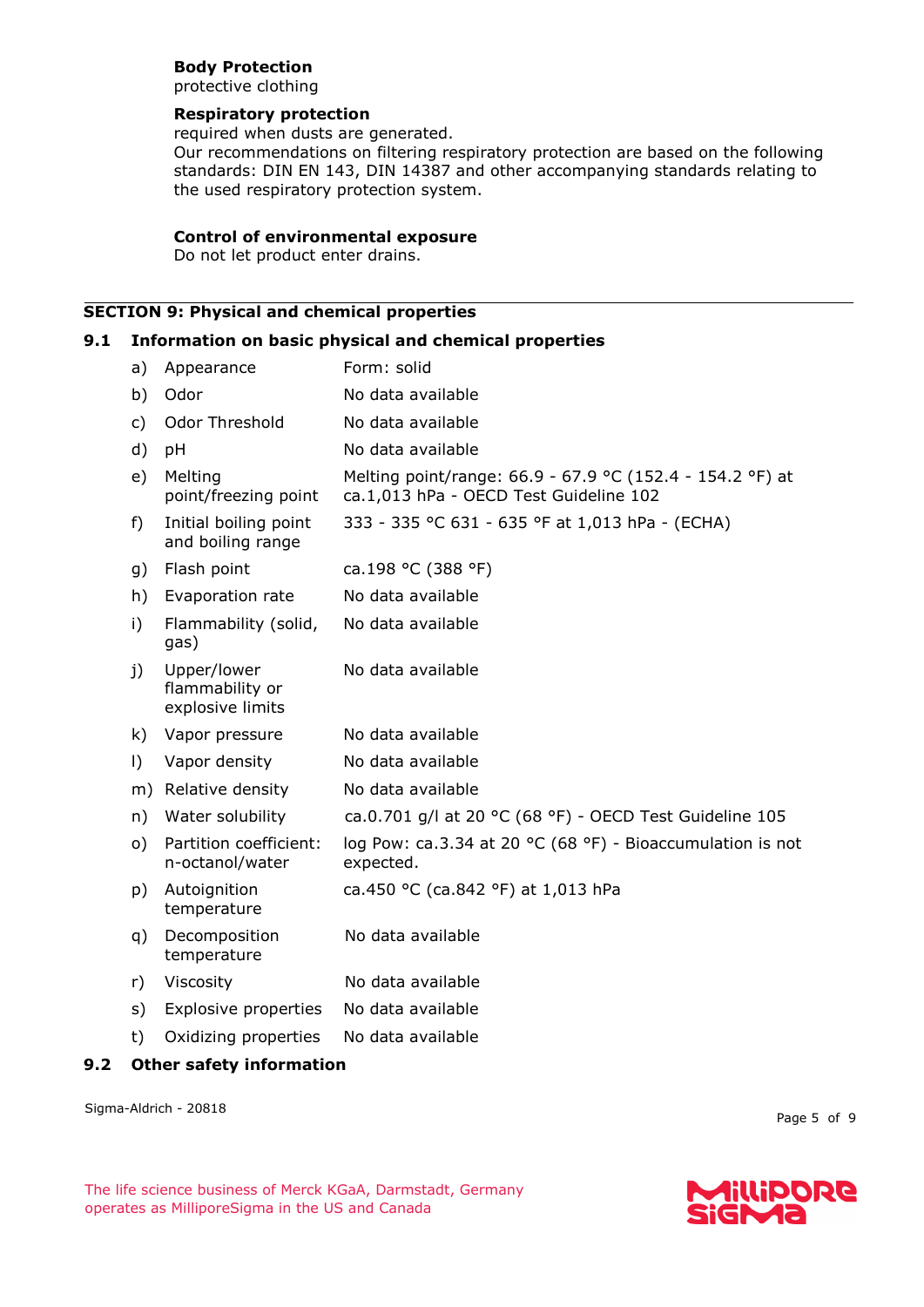**Body Protection**
protective clothing

**Respiratory protection**
required when dusts are generated.
Our recommendations on filtering respiratory protection are based on the following standards: DIN EN 143, DIN 14387 and other accompanying standards relating to the used respiratory protection system.

**Control of environmental exposure**
Do not let product enter drains.

## SECTION 9: Physical and chemical properties

### 9.1 Information on basic physical and chemical properties

| | | |
|---|---|---|
| a) | Appearance | Form: solid |
| b) | Odor | No data available |
| c) | Odor Threshold | No data available |
| d) | pH | No data available |
| e) | Melting point/freezing point | Melting point/range: 66.9 - 67.9 °C (152.4 - 154.2 °F) at ca.1,013 hPa - OECD Test Guideline 102 |
| f) | Initial boiling point and boiling range | 333 - 335 °C 631 - 635 °F at 1,013 hPa - (ECHA) |
| g) | Flash point | ca.198 °C (388 °F) |
| h) | Evaporation rate | No data available |
| i) | Flammability (solid, gas) | No data available |
| j) | Upper/lower flammability or explosive limits | No data available |
| k) | Vapor pressure | No data available |
| l) | Vapor density | No data available |
| m) | Relative density | No data available |
| n) | Water solubility | ca.0.701 g/l at 20 °C (68 °F) - OECD Test Guideline 105 |
| o) | Partition coefficient: n-octanol/water | log Pow: ca.3.34 at 20 °C (68 °F) - Bioaccumulation is not expected. |
| p) | Autoignition temperature | ca.450 °C (ca.842 °F) at 1,013 hPa |
| q) | Decomposition temperature | No data available |
| r) | Viscosity | No data available |
| s) | Explosive properties | No data available |
| t) | Oxidizing properties | No data available |

### 9.2 Other safety information

Sigma-Aldrich - 20818

The life science business of Merck KGaA, Darmstadt, Germany operates as MilliporeSigma in the US and Canada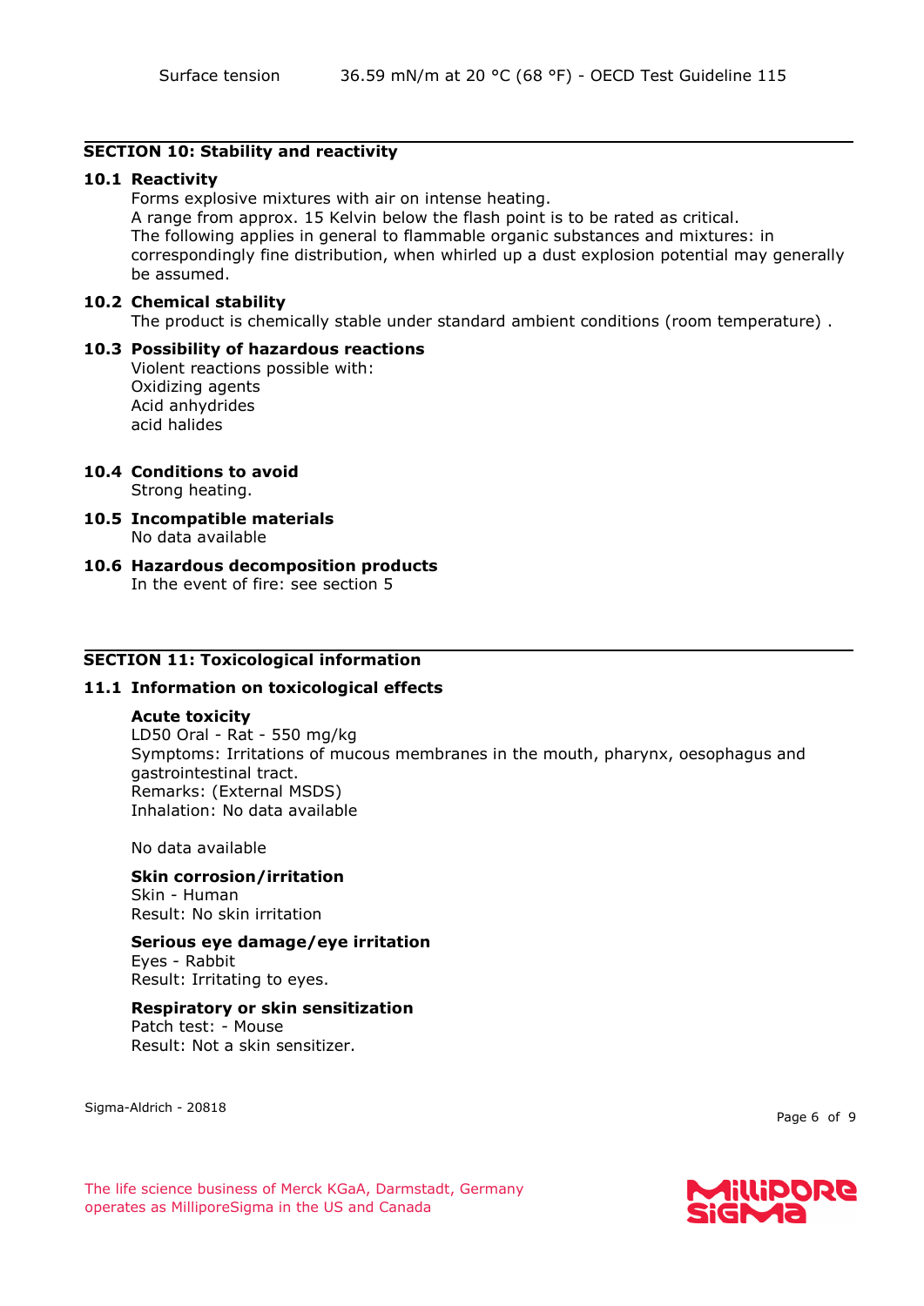| Surface tension | 36.59 mN/m at 20 °C (68 °F) - OECD Test Guideline 115 |
|---|---|

## SECTION 10: Stability and reactivity

### 10.1 Reactivity

Forms explosive mixtures with air on intense heating.
A range from approx. 15 Kelvin below the flash point is to be rated as critical.
The following applies in general to flammable organic substances and mixtures: in correspondingly fine distribution, when whirled up a dust explosion potential may generally be assumed.

### 10.2 Chemical stability

The product is chemically stable under standard ambient conditions (room temperature) .

### 10.3 Possibility of hazardous reactions

Violent reactions possible with:
Oxidizing agents
Acid anhydrides
acid halides

### 10.4 Conditions to avoid

Strong heating.

### 10.5 Incompatible materials

No data available

### 10.6 Hazardous decomposition products

In the event of fire: see section 5

## SECTION 11: Toxicological information

### 11.1 Information on toxicological effects

**Acute toxicity**
LD50 Oral - Rat - 550 mg/kg
Symptoms: Irritations of mucous membranes in the mouth, pharynx, oesophagus and gastrointestinal tract.
Remarks: (External MSDS)
Inhalation: No data available

No data available

**Skin corrosion/irritation**
Skin - Human
Result: No skin irritation

**Serious eye damage/eye irritation**
Eyes - Rabbit
Result: Irritating to eyes.

**Respiratory or skin sensitization**
Patch test: - Mouse
Result: Not a skin sensitizer.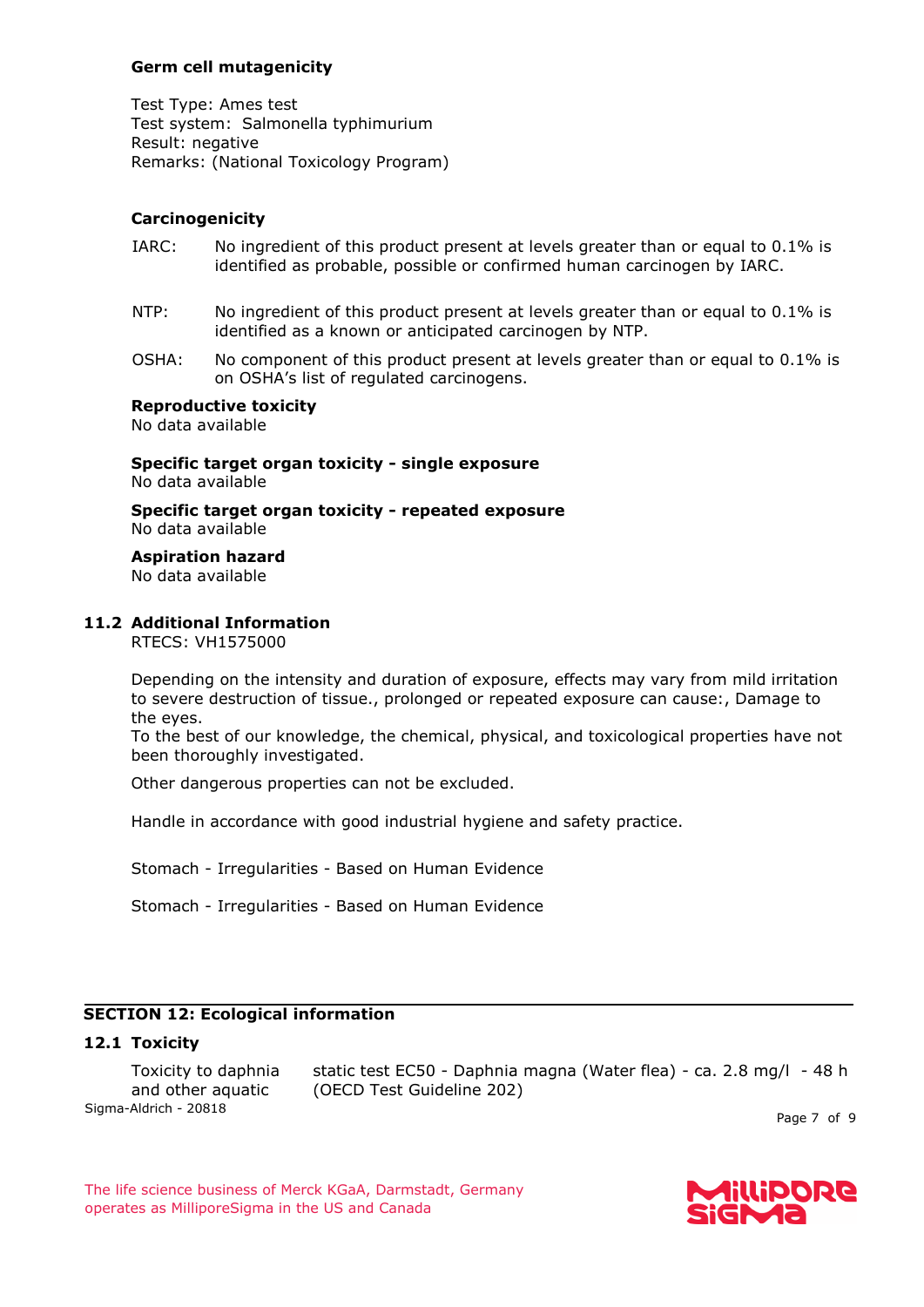**Germ cell mutagenicity**

Test Type: Ames test
Test system: Salmonella typhimurium
Result: negative
Remarks: (National Toxicology Program)

**Carcinogenicity**

IARC: No ingredient of this product present at levels greater than or equal to 0.1% is identified as probable, possible or confirmed human carcinogen by IARC.

NTP: No ingredient of this product present at levels greater than or equal to 0.1% is identified as a known or anticipated carcinogen by NTP.

OSHA: No component of this product present at levels greater than or equal to 0.1% is on OSHA's list of regulated carcinogens.

**Reproductive toxicity**
No data available

**Specific target organ toxicity - single exposure**
No data available

**Specific target organ toxicity - repeated exposure**
No data available

**Aspiration hazard**
No data available

### 11.2 Additional Information

RTECS: VH1575000

Depending on the intensity and duration of exposure, effects may vary from mild irritation to severe destruction of tissue., prolonged or repeated exposure can cause:, Damage to the eyes.
To the best of our knowledge, the chemical, physical, and toxicological properties have not been thoroughly investigated.

Other dangerous properties can not be excluded.

Handle in accordance with good industrial hygiene and safety practice.

Stomach - Irregularities - Based on Human Evidence

Stomach - Irregularities - Based on Human Evidence

## SECTION 12: Ecological information

### 12.1 Toxicity

| | |
|---|---|
| Toxicity to daphnia and other aquatic | static test EC50 - Daphnia magna (Water flea) - ca. 2.8 mg/l - 48 h (OECD Test Guideline 202) |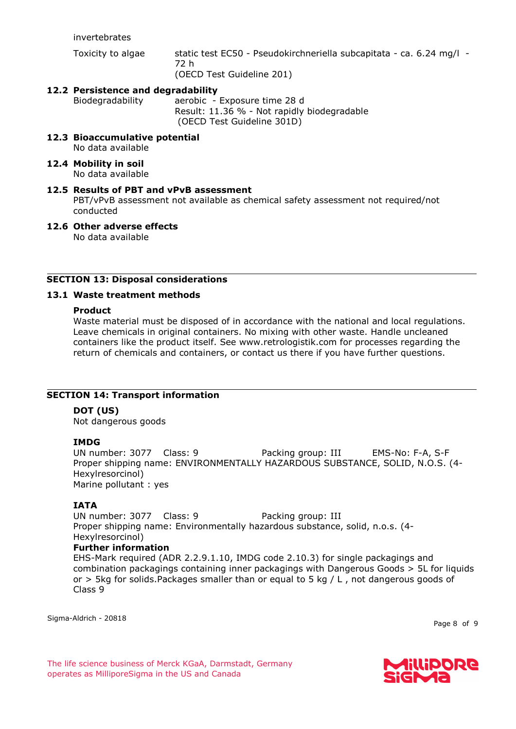invertebrates

| | |
|---|---|
| Toxicity to algae | static test EC50 - Pseudokirchneriella subcapitata - ca. 6.24 mg/l - 72 h (OECD Test Guideline 201) |

**12.2 Persistence and degradability**

| | |
|---|---|
| Biodegradability | aerobic - Exposure time 28 d<br>Result: 11.36 % - Not rapidly biodegradable<br>(OECD Test Guideline 301D) |

**12.3 Bioaccumulative potential**

No data available

**12.4 Mobility in soil**

No data available

**12.5 Results of PBT and vPvB assessment**

PBT/vPvB assessment not available as chemical safety assessment not required/not conducted

**12.6 Other adverse effects**

No data available

## SECTION 13: Disposal considerations

### 13.1 Waste treatment methods

**Product**

Waste material must be disposed of in accordance with the national and local regulations. Leave chemicals in original containers. No mixing with other waste. Handle uncleaned containers like the product itself. See www.retrologistik.com for processes regarding the return of chemicals and containers, or contact us there if you have further questions.

## SECTION 14: Transport information

**DOT (US)**

Not dangerous goods

**IMDG**

UN number: 3077 Class: 9 Packing group: III EMS-No: F-A, S-F

Proper shipping name: ENVIRONMENTALLY HAZARDOUS SUBSTANCE, SOLID, N.O.S. (4-Hexylresorcinol)

Marine pollutant : yes

**IATA**

UN number: 3077 Class: 9 Packing group: III

Proper shipping name: Environmentally hazardous substance, solid, n.o.s. (4-Hexylresorcinol)

**Further information**

EHS-Mark required (ADR 2.2.9.1.10, IMDG code 2.10.3) for single packagings and combination packagings containing inner packagings with Dangerous Goods > 5L for liquids or > 5kg for solids.Packages smaller than or equal to 5 kg / L , not dangerous goods of Class 9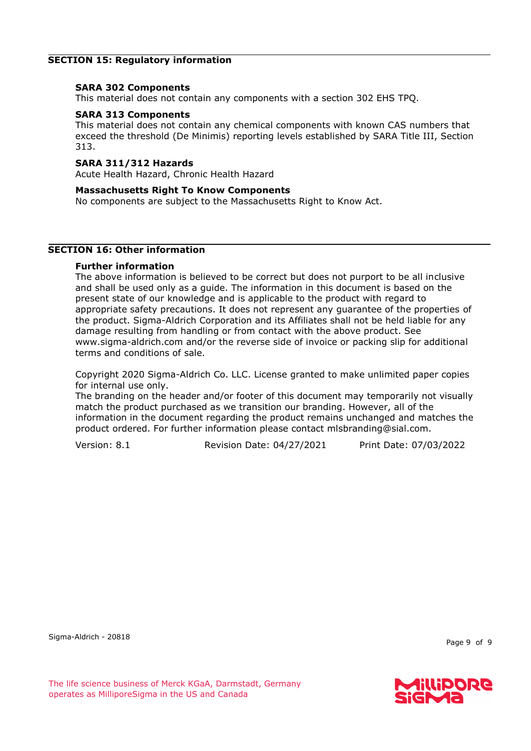## SECTION 15: Regulatory information

### SARA 302 Components

This material does not contain any components with a section 302 EHS TPQ.

### SARA 313 Components

This material does not contain any chemical components with known CAS numbers that exceed the threshold (De Minimis) reporting levels established by SARA Title III, Section 313.

### SARA 311/312 Hazards

Acute Health Hazard, Chronic Health Hazard

### Massachusetts Right To Know Components

No components are subject to the Massachusetts Right to Know Act.

## SECTION 16: Other information

### Further information

The above information is believed to be correct but does not purport to be all inclusive and shall be used only as a guide. The information in this document is based on the present state of our knowledge and is applicable to the product with regard to appropriate safety precautions. It does not represent any guarantee of the properties of the product. Sigma-Aldrich Corporation and its Affiliates shall not be held liable for any damage resulting from handling or from contact with the above product. See www.sigma-aldrich.com and/or the reverse side of invoice or packing slip for additional terms and conditions of sale.

Copyright 2020 Sigma-Aldrich Co. LLC. License granted to make unlimited paper copies for internal use only.
The branding on the header and/or footer of this document may temporarily not visually match the product purchased as we transition our branding. However, all of the information in the document regarding the product remains unchanged and matches the product ordered. For further information please contact mlsbranding@sial.com.

Version: 8.1 Revision Date: 04/27/2021 Print Date: 07/03/2022